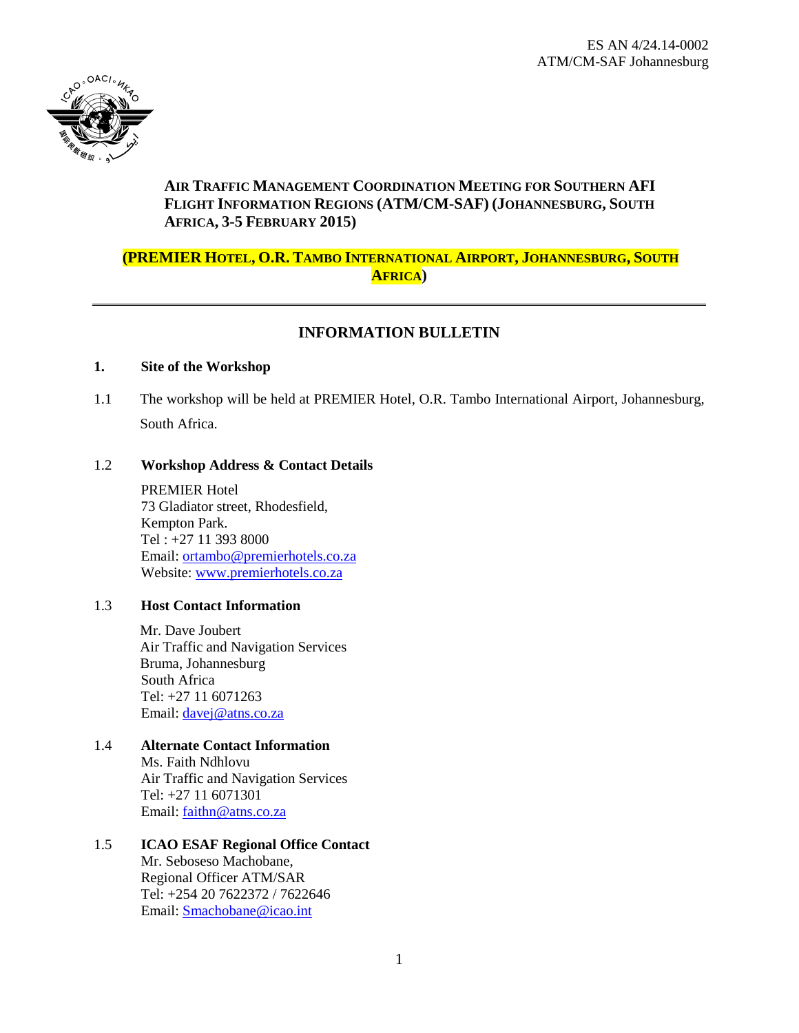ES AN 4/24.14-0002
ATM/CM-SAF Johannesburg

**AIR TRAFFIC MANAGEMENT COORDINATION MEETING FOR SOUTHERN AFI FLIGHT INFORMATION REGIONS (ATM/CM-SAF) (JOHANNESBURG, SOUTH AFRICA, 3-5 FEBRUARY 2015)**

**(PREMIER HOTEL, O.R. TAMBO INTERNATIONAL AIRPORT, JOHANNESBURG, SOUTH AFRICA)**

---

## INFORMATION BULLETIN

### 1. Site of the Workshop

1.1 The workshop will be held at PREMIER Hotel, O.R. Tambo International Airport, Johannesburg, South Africa.

1.2 **Workshop Address & Contact Details**

PREMIER Hotel
73 Gladiator street, Rhodesfield,
Kempton Park.
Tel : +27 11 393 8000
Email: ortambo@premierhotels.co.za
Website: www.premierhotels.co.za

1.3 **Host Contact Information**

Mr. Dave Joubert
Air Traffic and Navigation Services
Bruma, Johannesburg
South Africa
Tel: +27 11 6071263
Email: davej@atns.co.za

1.4 **Alternate Contact Information**

Ms. Faith Ndhlovu
Air Traffic and Navigation Services
Tel: +27 11 6071301
Email: faithn@atns.co.za

1.5 **ICAO ESAF Regional Office Contact**

Mr. Seboseso Machobane,
Regional Officer ATM/SAR
Tel: +254 20 7622372 / 7622646
Email: Smachobane@icao.int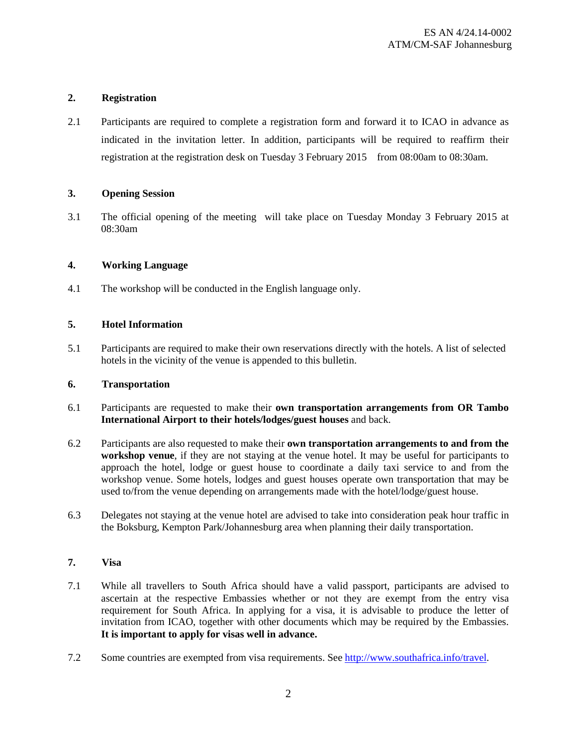## 2. Registration

2.1 Participants are required to complete a registration form and forward it to ICAO in advance as indicated in the invitation letter. In addition, participants will be required to reaffirm their registration at the registration desk on Tuesday 3 February 2015 from 08:00am to 08:30am.

## 3. Opening Session

3.1 The official opening of the meeting will take place on Tuesday Monday 3 February 2015 at 08:30am

## 4. Working Language

4.1 The workshop will be conducted in the English language only.

## 5. Hotel Information

5.1 Participants are required to make their own reservations directly with the hotels. A list of selected hotels in the vicinity of the venue is appended to this bulletin.

## 6. Transportation

6.1 Participants are requested to make their **own transportation arrangements from OR Tambo International Airport to their hotels/lodges/guest houses** and back.

6.2 Participants are also requested to make their **own transportation arrangements to and from the workshop venue**, if they are not staying at the venue hotel. It may be useful for participants to approach the hotel, lodge or guest house to coordinate a daily taxi service to and from the workshop venue. Some hotels, lodges and guest houses operate own transportation that may be used to/from the venue depending on arrangements made with the hotel/lodge/guest house.

6.3 Delegates not staying at the venue hotel are advised to take into consideration peak hour traffic in the Boksburg, Kempton Park/Johannesburg area when planning their daily transportation.

## 7. Visa

7.1 While all travellers to South Africa should have a valid passport, participants are advised to ascertain at the respective Embassies whether or not they are exempt from the entry visa requirement for South Africa. In applying for a visa, it is advisable to produce the letter of invitation from ICAO, together with other documents which may be required by the Embassies. **It is important to apply for visas well in advance.**

7.2 Some countries are exempted from visa requirements. See http://www.southafrica.info/travel.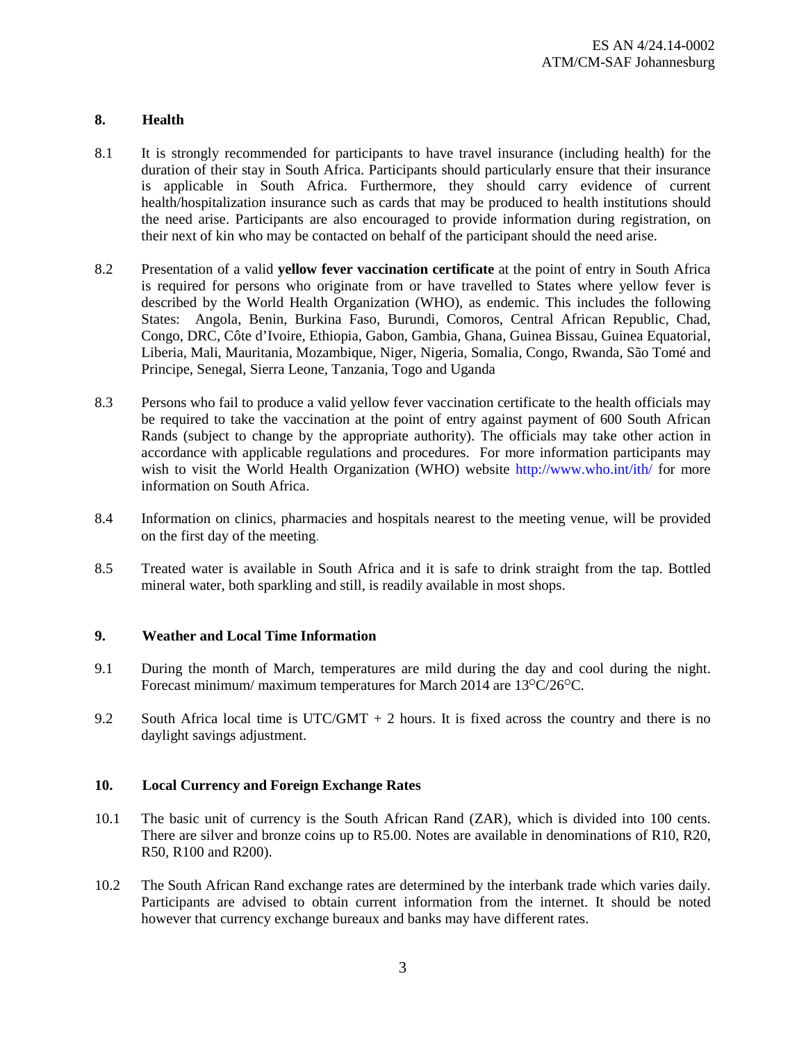## 8. Health

8.1 It is strongly recommended for participants to have travel insurance (including health) for the duration of their stay in South Africa. Participants should particularly ensure that their insurance is applicable in South Africa. Furthermore, they should carry evidence of current health/hospitalization insurance such as cards that may be produced to health institutions should the need arise. Participants are also encouraged to provide information during registration, on their next of kin who may be contacted on behalf of the participant should the need arise.

8.2 Presentation of a valid **yellow fever vaccination certificate** at the point of entry in South Africa is required for persons who originate from or have travelled to States where yellow fever is described by the World Health Organization (WHO), as endemic. This includes the following States: Angola, Benin, Burkina Faso, Burundi, Comoros, Central African Republic, Chad, Congo, DRC, Côte d'Ivoire, Ethiopia, Gabon, Gambia, Ghana, Guinea Bissau, Guinea Equatorial, Liberia, Mali, Mauritania, Mozambique, Niger, Nigeria, Somalia, Congo, Rwanda, São Tomé and Principe, Senegal, Sierra Leone, Tanzania, Togo and Uganda

8.3 Persons who fail to produce a valid yellow fever vaccination certificate to the health officials may be required to take the vaccination at the point of entry against payment of 600 South African Rands (subject to change by the appropriate authority). The officials may take other action in accordance with applicable regulations and procedures. For more information participants may wish to visit the World Health Organization (WHO) website http://www.who.int/ith/ for more information on South Africa.

8.4 Information on clinics, pharmacies and hospitals nearest to the meeting venue, will be provided on the first day of the meeting.

8.5 Treated water is available in South Africa and it is safe to drink straight from the tap. Bottled mineral water, both sparkling and still, is readily available in most shops.

## 9. Weather and Local Time Information

9.1 During the month of March, temperatures are mild during the day and cool during the night. Forecast minimum/ maximum temperatures for March 2014 are 13°C/26°C.

9.2 South Africa local time is UTC/GMT + 2 hours. It is fixed across the country and there is no daylight savings adjustment.

## 10. Local Currency and Foreign Exchange Rates

10.1 The basic unit of currency is the South African Rand (ZAR), which is divided into 100 cents. There are silver and bronze coins up to R5.00. Notes are available in denominations of R10, R20, R50, R100 and R200).

10.2 The South African Rand exchange rates are determined by the interbank trade which varies daily. Participants are advised to obtain current information from the internet. It should be noted however that currency exchange bureaux and banks may have different rates.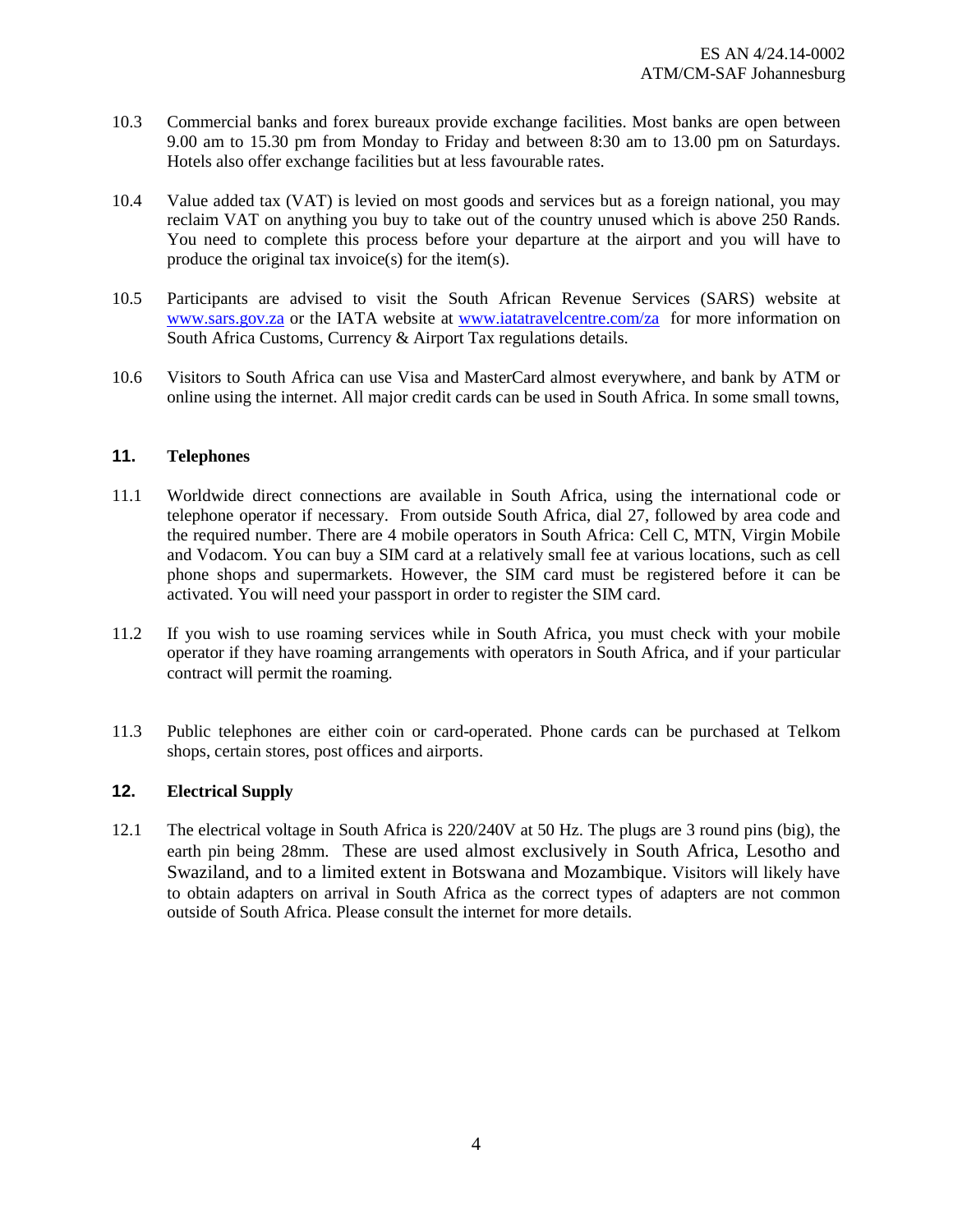10.3 Commercial banks and forex bureaux provide exchange facilities. Most banks are open between 9.00 am to 15.30 pm from Monday to Friday and between 8:30 am to 13.00 pm on Saturdays. Hotels also offer exchange facilities but at less favourable rates.

10.4 Value added tax (VAT) is levied on most goods and services but as a foreign national, you may reclaim VAT on anything you buy to take out of the country unused which is above 250 Rands. You need to complete this process before your departure at the airport and you will have to produce the original tax invoice(s) for the item(s).

10.5 Participants are advised to visit the South African Revenue Services (SARS) website at www.sars.gov.za or the IATA website at www.iatatravelcentre.com/za for more information on South Africa Customs, Currency & Airport Tax regulations details.

10.6 Visitors to South Africa can use Visa and MasterCard almost everywhere, and bank by ATM or online using the internet. All major credit cards can be used in South Africa. In some small towns,

## 11. Telephones

11.1 Worldwide direct connections are available in South Africa, using the international code or telephone operator if necessary. From outside South Africa, dial 27, followed by area code and the required number. There are 4 mobile operators in South Africa: Cell C, MTN, Virgin Mobile and Vodacom. You can buy a SIM card at a relatively small fee at various locations, such as cell phone shops and supermarkets. However, the SIM card must be registered before it can be activated. You will need your passport in order to register the SIM card.

11.2 If you wish to use roaming services while in South Africa, you must check with your mobile operator if they have roaming arrangements with operators in South Africa, and if your particular contract will permit the roaming.

11.3 Public telephones are either coin or card-operated. Phone cards can be purchased at Telkom shops, certain stores, post offices and airports.

## 12. Electrical Supply

12.1 The electrical voltage in South Africa is 220/240V at 50 Hz. The plugs are 3 round pins (big), the earth pin being 28mm. These are used almost exclusively in South Africa, Lesotho and Swaziland, and to a limited extent in Botswana and Mozambique. Visitors will likely have to obtain adapters on arrival in South Africa as the correct types of adapters are not common outside of South Africa. Please consult the internet for more details.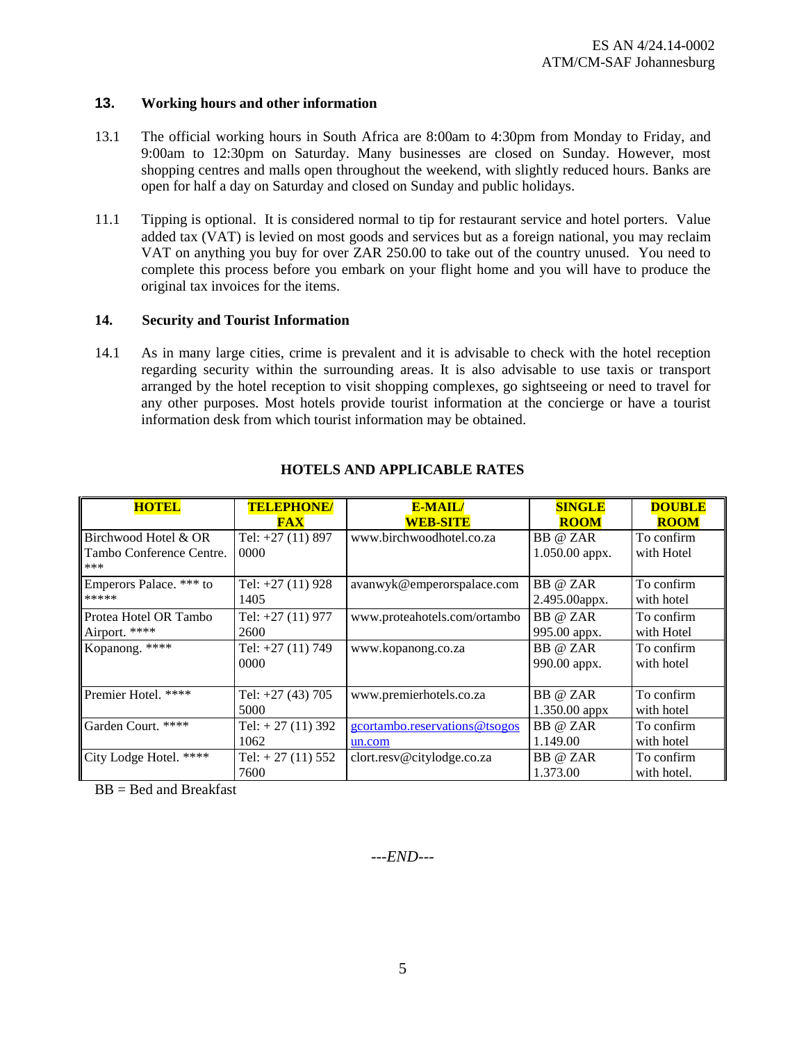## 13. Working hours and other information

13.1 The official working hours in South Africa are 8:00am to 4:30pm from Monday to Friday, and 9:00am to 12:30pm on Saturday. Many businesses are closed on Sunday. However, most shopping centres and malls open throughout the weekend, with slightly reduced hours. Banks are open for half a day on Saturday and closed on Sunday and public holidays.

11.1 Tipping is optional. It is considered normal to tip for restaurant service and hotel porters. Value added tax (VAT) is levied on most goods and services but as a foreign national, you may reclaim VAT on anything you buy for over ZAR 250.00 to take out of the country unused. You need to complete this process before you embark on your flight home and you will have to produce the original tax invoices for the items.

## 14. Security and Tourist Information

14.1 As in many large cities, crime is prevalent and it is advisable to check with the hotel reception regarding security within the surrounding areas. It is also advisable to use taxis or transport arranged by the hotel reception to visit shopping complexes, go sightseeing or need to travel for any other purposes. Most hotels provide tourist information at the concierge or have a tourist information desk from which tourist information may be obtained.

### HOTELS AND APPLICABLE RATES

| HOTEL | TELEPHONE/ FAX | E-MAIL/ WEB-SITE | SINGLE ROOM | DOUBLE ROOM |
|---|---|---|---|---|
| Birchwood Hotel & OR Tambo Conference Centre. *** | Tel: +27 (11) 897 0000 | www.birchwoodhotel.co.za | BB @ ZAR 1.050.00 appx. | To confirm with Hotel |
| Emperors Palace. *** to ***** | Tel: +27 (11) 928 1405 | avanwyk@emperorspalace.com | BB @ ZAR 2.495.00appx. | To confirm with hotel |
| Protea Hotel OR Tambo Airport. **** | Tel: +27 (11) 977 2600 | www.proteahotels.com/ortambo | BB @ ZAR 995.00 appx. | To confirm with Hotel |
| Kopanong. **** | Tel: +27 (11) 749 0000 | www.kopanong.co.za | BB @ ZAR 990.00 appx. | To confirm with hotel |
| Premier Hotel. **** | Tel: +27 (43) 705 5000 | www.premierhotels.co.za | BB @ ZAR 1.350.00 appx | To confirm with hotel |
| Garden Court. **** | Tel: + 27 (11) 392 1062 | gcortambo.reservations@tsogosun.com | BB @ ZAR 1.149.00 | To confirm with hotel |
| City Lodge Hotel. **** | Tel: + 27 (11) 552 7600 | clort.resv@citylodge.co.za | BB @ ZAR 1.373.00 | To confirm with hotel. |

BB = Bed and Breakfast

*---END---*